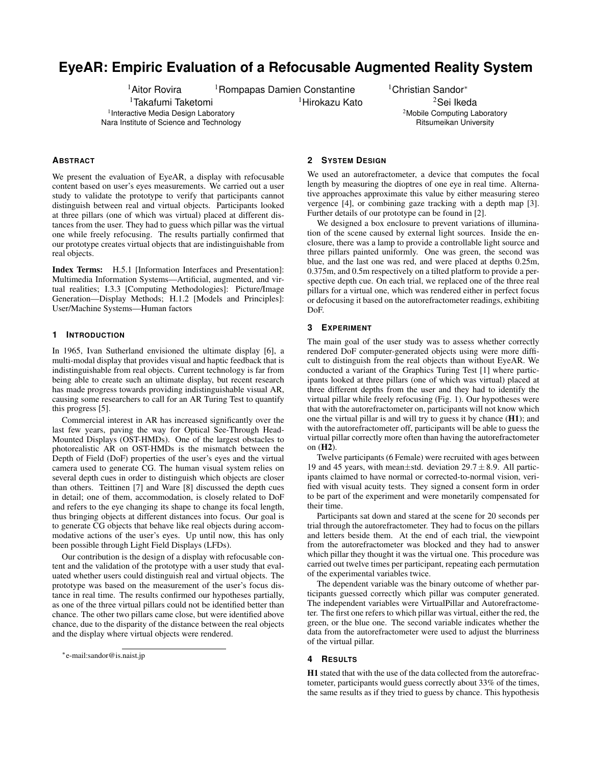# EyeAR: Empiric Evaluation of a Refocusable Augmented Reality System

[1]Aitor Rovira [1]Rompapas Damien Constantine [1]Christian Sandor*
[1]Takafumi Taketomi [1]Hirokazu Kato [2]Sei Ikeda

[1]Interactive Media Design Laboratory, Nara Institute of Science and Technology
[2]Mobile Computing Laboratory, Ritsumeikan University

## Abstract

We present the evaluation of EyeAR, a display with refocusable content based on user's eyes measurements. We carried out a user study to validate the prototype to verify that participants cannot distinguish between real and virtual objects. Participants looked at three pillars (one of which was virtual) placed at different distances from the user. They had to guess which pillar was the virtual one while freely refocusing. The results partially confirmed that our prototype creates virtual objects that are indistinguishable from real objects.

**Index Terms:** H.5.1 [Information Interfaces and Presentation]: Multimedia Information Systems—Artificial, augmented, and virtual realities; I.3.3 [Computing Methodologies]: Picture/Image Generation—Display Methods; H.1.2 [Models and Principles]: User/Machine Systems—Human factors

## 1 Introduction

In 1965, Ivan Sutherland envisioned the ultimate display [6], a multi-modal display that provides visual and haptic feedback that is indistinguishable from real objects. Current technology is far from being able to create such an ultimate display, but recent research has made progress towards providing indistinguishable visual AR, causing some researchers to call for an AR Turing Test to quantify this progress [5].

Commercial interest in AR has increased significantly over the last few years, paving the way for Optical See-Through Head-Mounted Displays (OST-HMDs). One of the largest obstacles to photorealistic AR on OST-HMDs is the mismatch between the Depth of Field (DoF) properties of the user's eyes and the virtual camera used to generate CG. The human visual system relies on several depth cues in order to distinguish which objects are closer than others. Teittinen [7] and Ware [8] discussed the depth cues in detail; one of them, accommodation, is closely related to DoF and refers to the eye changing its shape to change its focal length, thus bringing objects at different distances into focus. Our goal is to generate CG objects that behave like real objects during accommodative actions of the user's eyes. Up until now, this has only been possible through Light Field Displays (LFDs).

Our contribution is the design of a display with refocusable content and the validation of the prototype with a user study that evaluated whether users could distinguish real and virtual objects. The prototype was based on the measurement of the user's focus distance in real time. The results confirmed our hypotheses partially, as one of the three virtual pillars could not be identified better than chance. The other two pillars came close, but were identified above chance, due to the disparity of the distance between the real objects and the display where virtual objects were rendered.

*e-mail:sandor@is.naist.jp

## 2 System Design

We used an autorefractometer, a device that computes the focal length by measuring the dioptres of one eye in real time. Alternative approaches approximate this value by either measuring stereo vergence [4], or combining gaze tracking with a depth map [3]. Further details of our prototype can be found in [2].

We designed a box enclosure to prevent variations of illumination of the scene caused by external light sources. Inside the enclosure, there was a lamp to provide a controllable light source and three pillars painted uniformly. One was green, the second was blue, and the last one was red, and were placed at depths 0.25m, 0.375m, and 0.5m respectively on a tilted platform to provide a perspective depth cue. On each trial, we replaced one of the three real pillars for a virtual one, which was rendered either in perfect focus or defocusing it based on the autorefractometer readings, exhibiting DoF.

## 3 Experiment

The main goal of the user study was to assess whether correctly rendered DoF computer-generated objects using were more difficult to distinguish from the real objects than without EyeAR. We conducted a variant of the Graphics Turing Test [1] where participants looked at three pillars (one of which was virtual) placed at three different depths from the user and they had to identify the virtual pillar while freely refocusing (Fig. 1). Our hypotheses were that with the autorefractometer on, participants will not know which one the virtual pillar is and will try to guess it by chance (**H1**); and with the autorefractometer off, participants will be able to guess the virtual pillar correctly more often than having the autorefractometer on (**H2**).

Twelve participants (6 Female) were recruited with ages between 19 and 45 years, with mean$\pm$std. deviation $29.7 \pm 8.9$. All participants claimed to have normal or corrected-to-normal vision, verified with visual acuity tests. They signed a consent form in order to be part of the experiment and were monetarily compensated for their time.

Participants sat down and stared at the scene for 20 seconds per trial through the autorefractometer. They had to focus on the pillars and letters beside them. At the end of each trial, the viewpoint from the autorefractometer was blocked and they had to answer which pillar they thought it was the virtual one. This procedure was carried out twelve times per participant, repeating each permutation of the experimental variables twice.

The dependent variable was the binary outcome of whether participants guessed correctly which pillar was computer generated. The independent variables were VirtualPillar and Autorefractometer. The first one refers to which pillar was virtual, either the red, the green, or the blue one. The second variable indicates whether the data from the autorefractometer were used to adjust the blurriness of the virtual pillar.

## 4 Results

**H1** stated that with the use of the data collected from the autorefractometer, participants would guess correctly about 33% of the times, the same results as if they tried to guess by chance. This hypothesis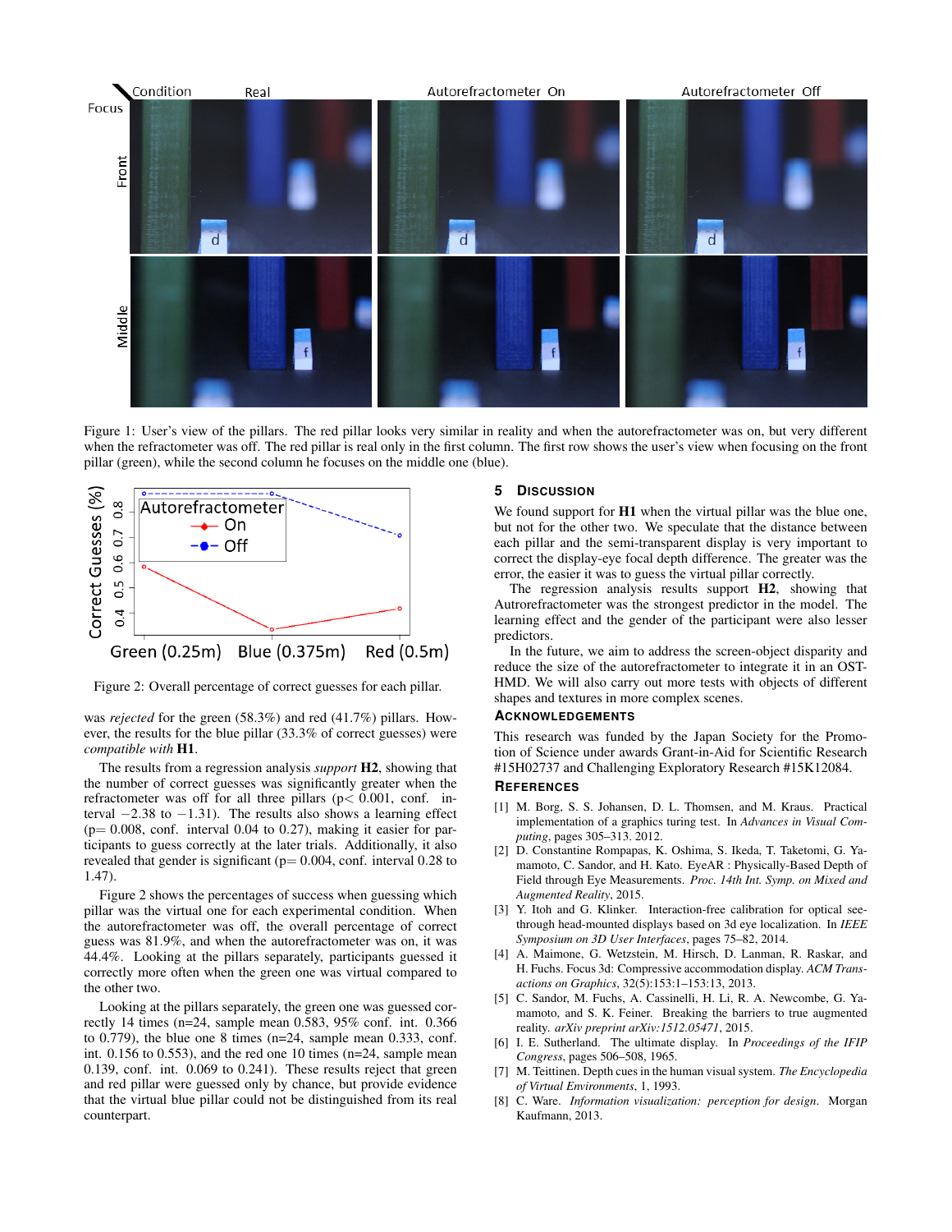Condition
Focus
Real
Autorefractometer On
Autorefractometer Off
Front
Middle

Figure 1: User's view of the pillars. The red pillar looks very similar in reality and when the autorefractometer was on, but very different when the refractometer was off. The red pillar is real only in the first column. The first row shows the user's view when focusing on the front pillar (green), while the second column he focuses on the middle one (blue).

Correct Guesses (%)
0.4 0.5 0.6 0.7 0.8
Autorefractometer
On
Off
Green (0.25m) Blue (0.375m) Red (0.5m)

Figure 2: Overall percentage of correct guesses for each pillar.

was *rejected* for the green (58.3%) and red (41.7%) pillars. However, the results for the blue pillar (33.3% of correct guesses) were *compatible with* **H1**.

The results from a regression analysis *support* **H2**, showing that the number of correct guesses was significantly greater when the refractometer was off for all three pillars ($p < 0.001$, conf. interval $-2.38$ to $-1.31$). The results also shows a learning effect ($p = 0.008$, conf. interval 0.04 to 0.27), making it easier for participants to guess correctly at the later trials. Additionally, it also revealed that gender is significant ($p = 0.004$, conf. interval 0.28 to 1.47).

Figure 2 shows the percentages of success when guessing which pillar was the virtual one for each experimental condition. When the autorefractometer was off, the overall percentage of correct guess was 81.9%, and when the autorefractometer was on, it was 44.4%. Looking at the pillars separately, participants guessed it correctly more often when the green one was virtual compared to the other two.

Looking at the pillars separately, the green one was guessed correctly 14 times (n=24, sample mean 0.583, 95% conf. int. 0.366 to 0.779), the blue one 8 times (n=24, sample mean 0.333, conf. int. 0.156 to 0.553), and the red one 10 times (n=24, sample mean 0.139, conf. int. 0.069 to 0.241). These results reject that green and red pillar were guessed only by chance, but provide evidence that the virtual blue pillar could not be distinguished from its real counterpart.

## 5 Discussion

We found support for **H1** when the virtual pillar was the blue one, but not for the other two. We speculate that the distance between each pillar and the semi-transparent display is very important to correct the display-eye focal depth difference. The greater was the error, the easier it was to guess the virtual pillar correctly.

The regression analysis results support **H2**, showing that Autorefractometer was the strongest predictor in the model. The learning effect and the gender of the participant were less predictors.

In the future, we aim to address the screen-object disparity and reduce the size of the autorefractometer to integrate it in an OST-HMD. We will also carry out more tests with objects of different shapes and textures in more complex scenes.

## Acknowledgements

This research was funded by the Japan Society for the Promotion of Science under awards Grant-in-Aid for Scientific Research #15H02737 and Challenging Exploratory Research #15K12084.

## References

[1] M. Borg, S. S. Johansen, D. L. Thomsen, and M. Kraus. Practical implementation of a graphics turing test. In *Advances in Visual Computing*, pages 305–313. 2012.

[2] D. Constantine Rompapas, K. Oshima, S. Ikeda, T. Taketomi, G. Yamamoto, C. Sandor, and H. Kato. EyeAR : Physically-Based Depth of Field through Eye Measurements. *Proc. 14th Int. Symp. on Mixed and Augmented Reality*, 2015.

[3] Y. Itoh and G. Klinker. Interaction-free calibration for optical see-through head-mounted displays based on 3d eye localization. In *IEEE Symposium on 3D User Interfaces*, pages 75–82, 2014.

[4] A. Maimone, G. Wetzstein, M. Hirsch, D. Lanman, R. Raskar, and H. Fuchs. Focus 3d: Compressive accommodation display. *ACM Transactions on Graphics*, 32(5):153:1–153:13, 2013.

[5] C. Sandor, M. Fuchs, A. Cassinelli, H. Li, R. A. Newcombe, G. Yamamoto, and S. K. Feiner. Breaking the barriers to true augmented reality. *arXiv preprint arXiv:1512.05471*, 2015.

[6] I. E. Sutherland. The ultimate display. In *Proceedings of the IFIP Congress*, pages 506–508, 1965.

[7] M. Teittinen. Depth cues in the human visual system. *The Encyclopedia of Virtual Environments*, 1, 1993.

[8] C. Ware. *Information visualization: perception for design*. Morgan Kaufmann, 2013.